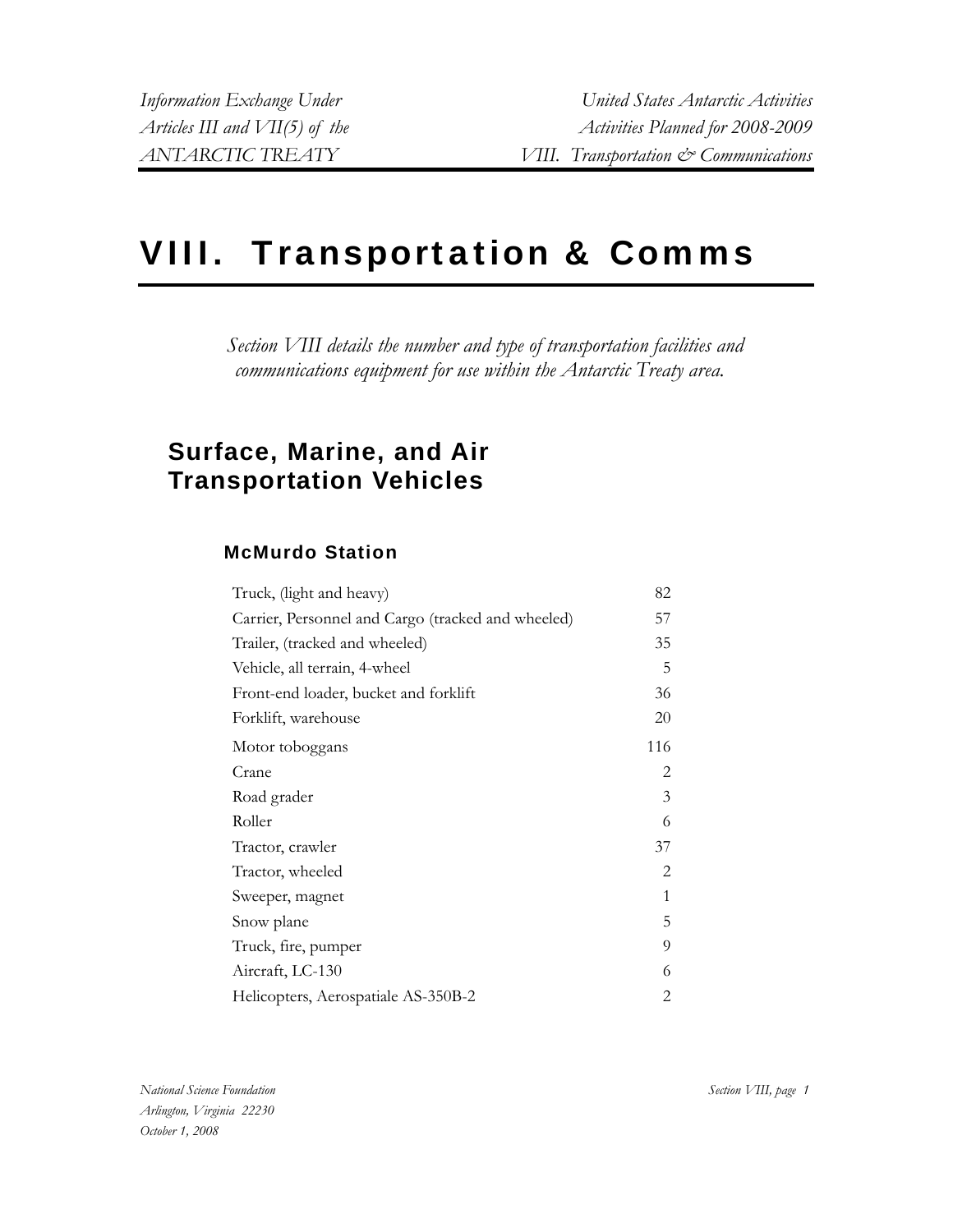# VIII. Transportation & Comms

*Section VIII details the number and type of transportation facilities and communications equipment for use within the Antarctic Treaty area.*

## Surface, Marine, and Air Transportation Vehicles

### McMurdo Station

| | |
|---|---|
| Truck, (light and heavy) | 82 |
| Carrier, Personnel and Cargo (tracked and wheeled) | 57 |
| Trailer, (tracked and wheeled) | 35 |
| Vehicle, all terrain, 4-wheel | 5 |
| Front-end loader, bucket and forklift | 36 |
| Forklift, warehouse | 20 |
| Motor toboggans | 116 |
| Crane | 2 |
| Road grader | 3 |
| Roller | 6 |
| Tractor, crawler | 37 |
| Tractor, wheeled | 2 |
| Sweeper, magnet | 1 |
| Snow plane | 5 |
| Truck, fire, pumper | 9 |
| Aircraft, LC-130 | 6 |
| Helicopters, Aerospatiale AS-350B-2 | 2 |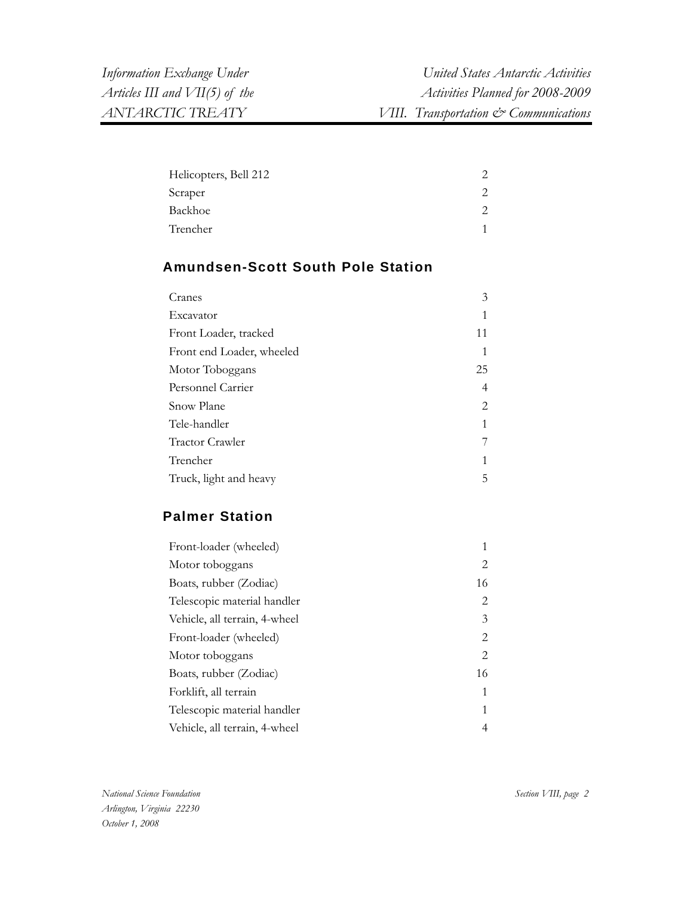| | |
|---|---|
| Helicopters, Bell 212 | 2 |
| Scraper | 2 |
| Backhoe | 2 |
| Trencher | 1 |

## Amundsen-Scott South Pole Station

| | |
|---|---|
| Cranes | 3 |
| Excavator | 1 |
| Front Loader, tracked | 11 |
| Front end Loader, wheeled | 1 |
| Motor Toboggans | 25 |
| Personnel Carrier | 4 |
| Snow Plane | 2 |
| Tele-handler | 1 |
| Tractor Crawler | 7 |
| Trencher | 1 |
| Truck, light and heavy | 5 |

## Palmer Station

| | |
|---|---|
| Front-loader (wheeled) | 1 |
| Motor toboggans | 2 |
| Boats, rubber (Zodiac) | 16 |
| Telescopic material handler | 2 |
| Vehicle, all terrain, 4-wheel | 3 |
| Front-loader (wheeled) | 2 |
| Motor toboggans | 2 |
| Boats, rubber (Zodiac) | 16 |
| Forklift, all terrain | 1 |
| Telescopic material handler | 1 |
| Vehicle, all terrain, 4-wheel | 4 |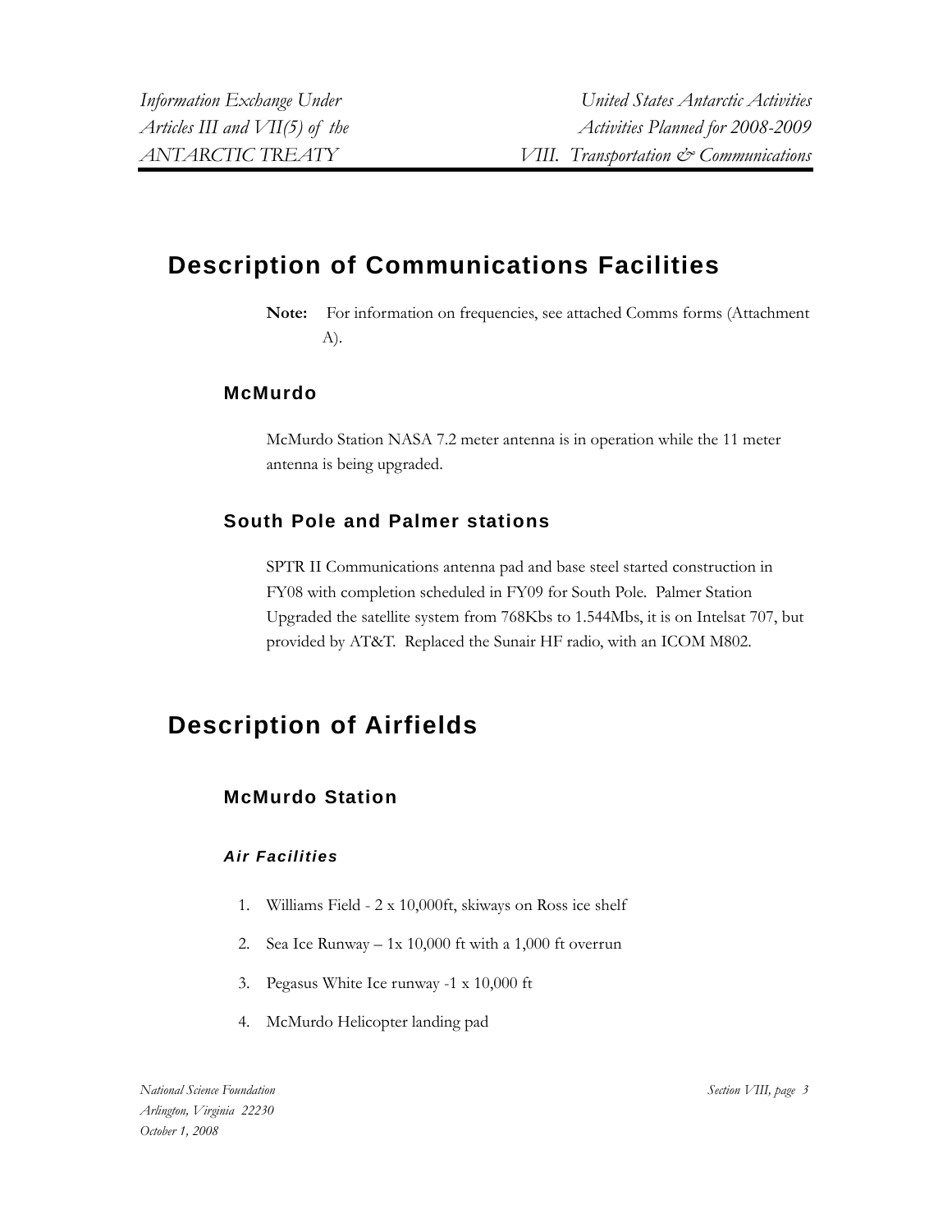## Description of Communications Facilities

**Note:** For information on frequencies, see attached Comms forms (Attachment A).

### McMurdo

McMurdo Station NASA 7.2 meter antenna is in operation while the 11 meter antenna is being upgraded.

### South Pole and Palmer stations

SPTR II Communications antenna pad and base steel started construction in FY08 with completion scheduled in FY09 for South Pole. Palmer Station Upgraded the satellite system from 768Kbs to 1.544Mbs, it is on Intelsat 707, but provided by AT&T. Replaced the Sunair HF radio, with an ICOM M802.

## Description of Airfields

### McMurdo Station

#### *Air Facilities*

1. Williams Field - 2 x 10,000ft, skiways on Ross ice shelf
2. Sea Ice Runway – 1x 10,000 ft with a 1,000 ft overrun
3. Pegasus White Ice runway -1 x 10,000 ft
4. McMurdo Helicopter landing pad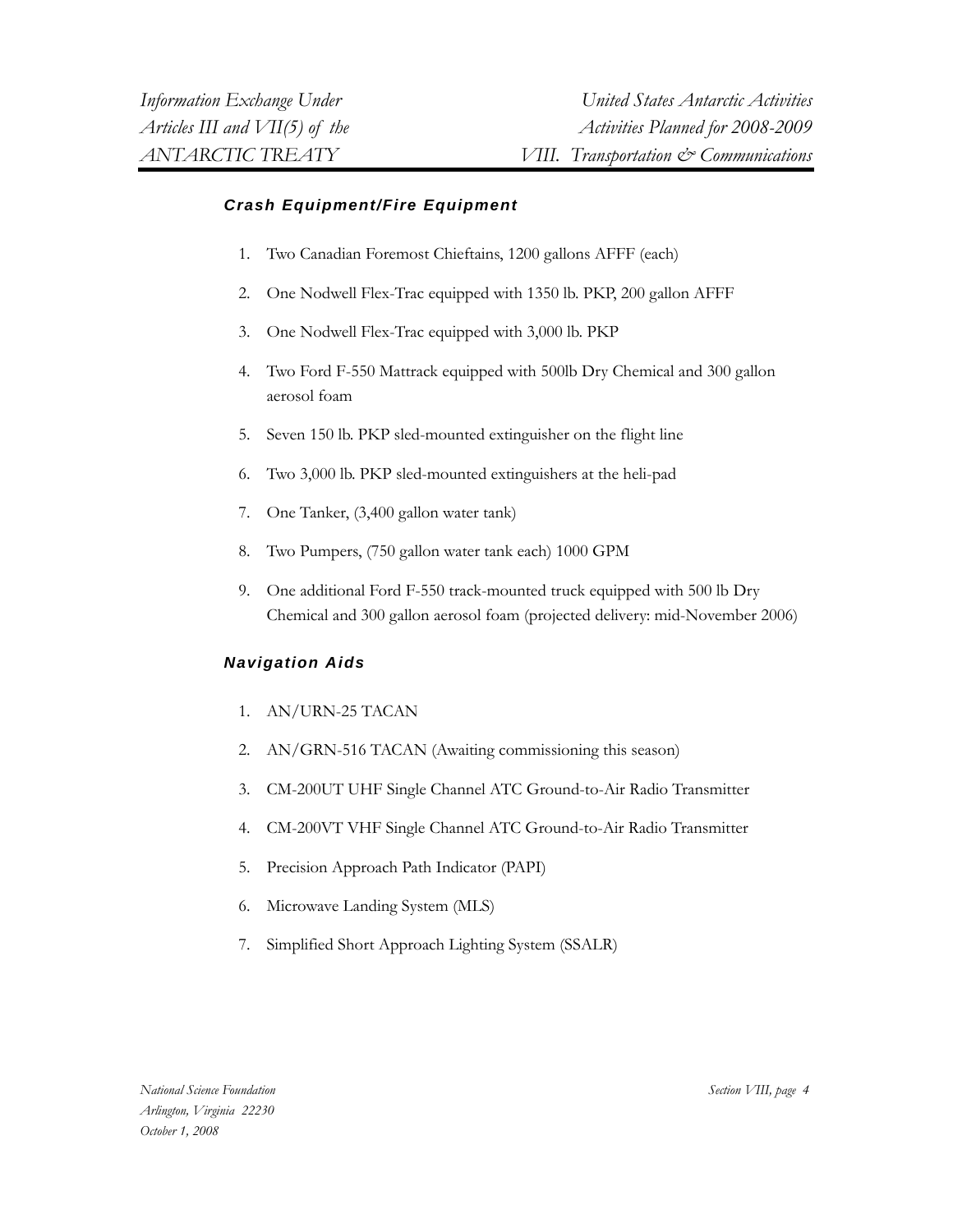### *Crash Equipment/Fire Equipment*

1. Two Canadian Foremost Chieftains, 1200 gallons AFFF (each)
2. One Nodwell Flex-Trac equipped with 1350 lb. PKP, 200 gallon AFFF
3. One Nodwell Flex-Trac equipped with 3,000 lb. PKP
4. Two Ford F-550 Mattrack equipped with 500lb Dry Chemical and 300 gallon aerosol foam
5. Seven 150 lb. PKP sled-mounted extinguisher on the flight line
6. Two 3,000 lb. PKP sled-mounted extinguishers at the heli-pad
7. One Tanker, (3,400 gallon water tank)
8. Two Pumpers, (750 gallon water tank each) 1000 GPM
9. One additional Ford F-550 track-mounted truck equipped with 500 lb Dry Chemical and 300 gallon aerosol foam (projected delivery: mid-November 2006)

### *Navigation Aids*

1. AN/URN-25 TACAN
2. AN/GRN-516 TACAN (Awaiting commissioning this season)
3. CM-200UT UHF Single Channel ATC Ground-to-Air Radio Transmitter
4. CM-200VT VHF Single Channel ATC Ground-to-Air Radio Transmitter
5. Precision Approach Path Indicator (PAPI)
6. Microwave Landing System (MLS)
7. Simplified Short Approach Lighting System (SSALR)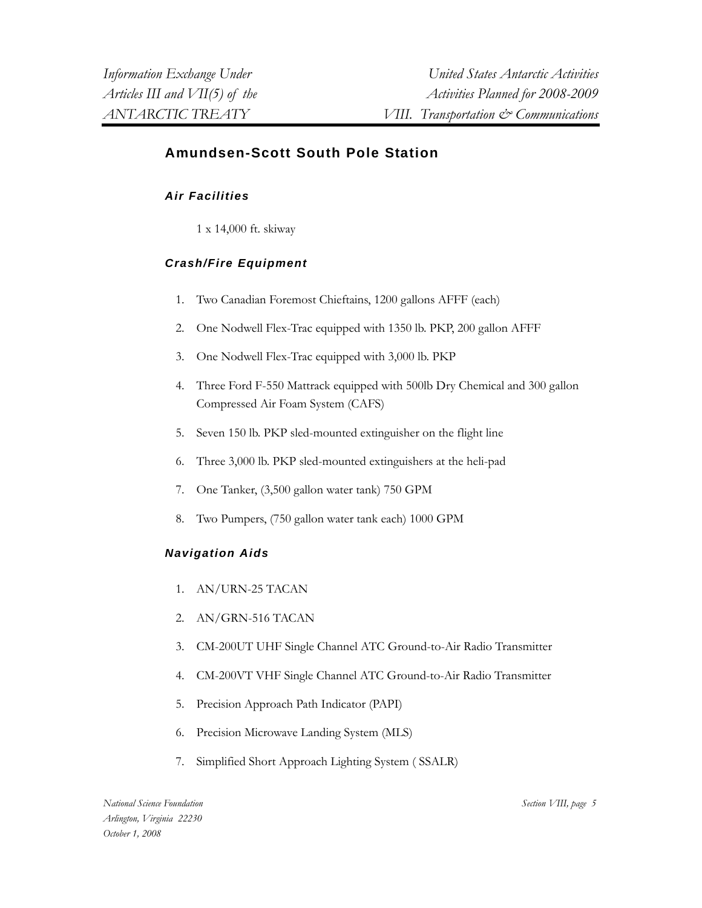## Amundsen-Scott South Pole Station

### *Air Facilities*

1 x 14,000 ft. skiway

### *Crash/Fire Equipment*

1. Two Canadian Foremost Chieftains, 1200 gallons AFFF (each)
2. One Nodwell Flex-Trac equipped with 1350 lb. PKP, 200 gallon AFFF
3. One Nodwell Flex-Trac equipped with 3,000 lb. PKP
4. Three Ford F-550 Mattrack equipped with 500lb Dry Chemical and 300 gallon Compressed Air Foam System (CAFS)
5. Seven 150 lb. PKP sled-mounted extinguisher on the flight line
6. Three 3,000 lb. PKP sled-mounted extinguishers at the heli-pad
7. One Tanker, (3,500 gallon water tank) 750 GPM
8. Two Pumpers, (750 gallon water tank each) 1000 GPM

### *Navigation Aids*

1. AN/URN-25 TACAN
2. AN/GRN-516 TACAN
3. CM-200UT UHF Single Channel ATC Ground-to-Air Radio Transmitter
4. CM-200VT VHF Single Channel ATC Ground-to-Air Radio Transmitter
5. Precision Approach Path Indicator (PAPI)
6. Precision Microwave Landing System (MLS)
7. Simplified Short Approach Lighting System ( SSALR)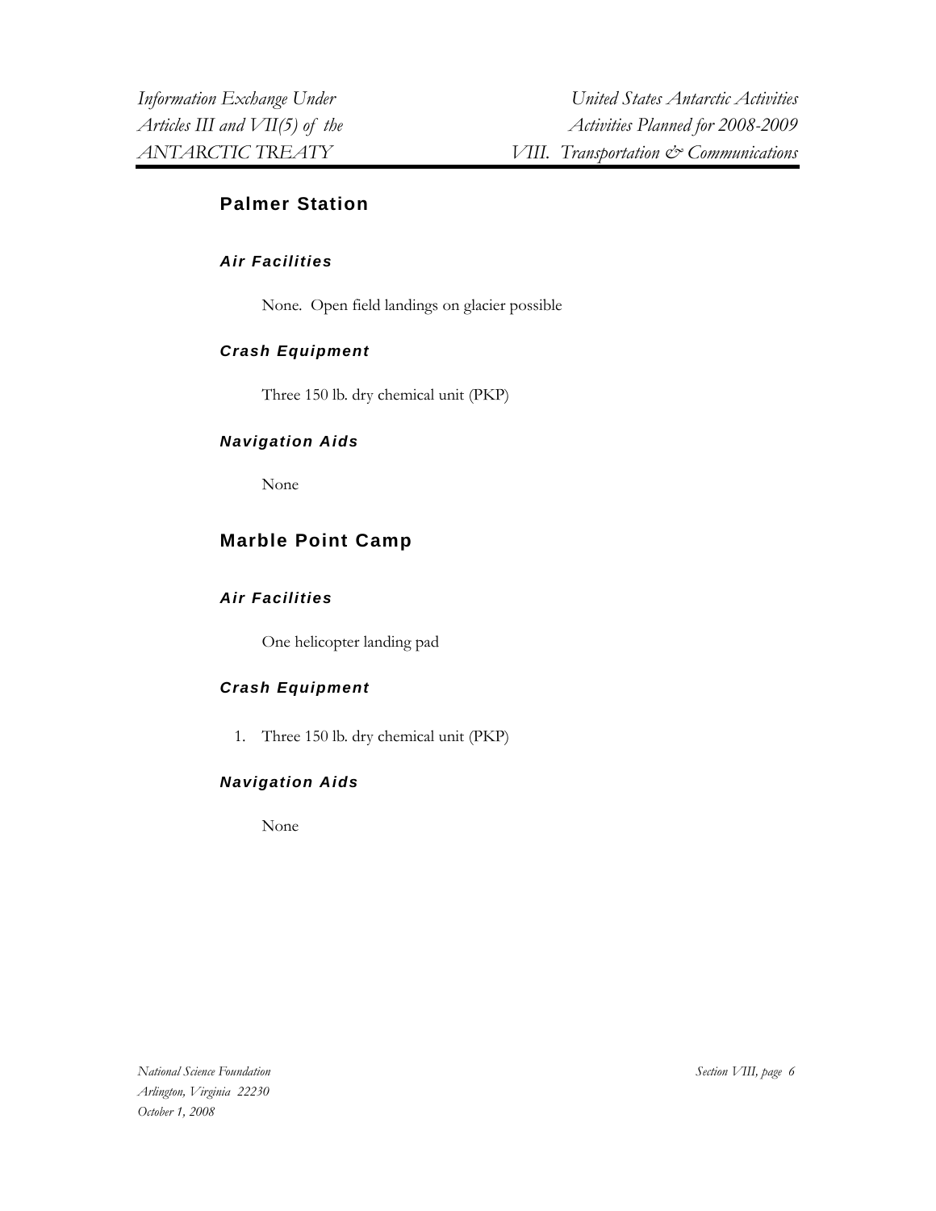## Palmer Station

### *Air Facilities*

None. Open field landings on glacier possible

### *Crash Equipment*

Three 150 lb. dry chemical unit (PKP)

### *Navigation Aids*

None

## Marble Point Camp

### *Air Facilities*

One helicopter landing pad

### *Crash Equipment*

1. Three 150 lb. dry chemical unit (PKP)

### *Navigation Aids*

None